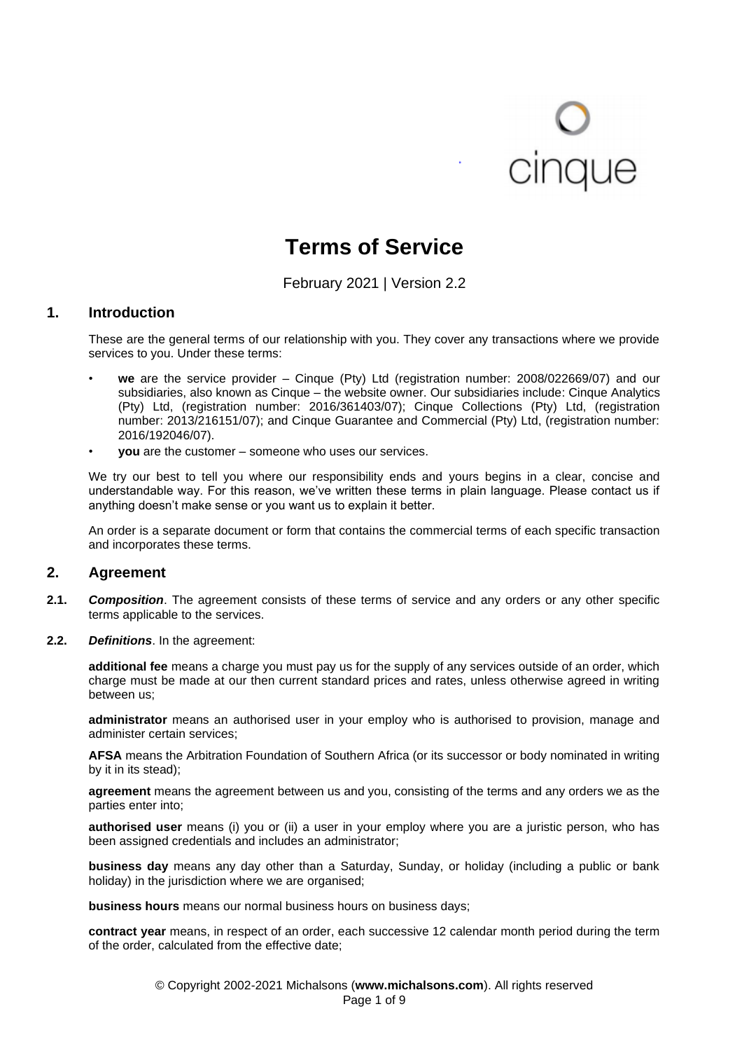# Terms of Service

February 2021 | Version 2.2

## 1. Introduction

These are the general terms of our relationship with you. They cover any transactions where we provide services to you. Under these terms:

- **we** are the service provider – Cinque (Pty) Ltd (registration number: 2008/022669/07) and our subsidiaries, also known as Cinque – the website owner. Our subsidiaries include: Cinque Analytics (Pty) Ltd, (registration number: 2016/361403/07); Cinque Collections (Pty) Ltd, (registration number: 2013/216151/07); and Cinque Guarantee and Commercial (Pty) Ltd, (registration number: 2016/192046/07).
- **you** are the customer – someone who uses our services.

We try our best to tell you where our responsibility ends and yours begins in a clear, concise and understandable way. For this reason, we've written these terms in plain language. Please contact us if anything doesn't make sense or you want us to explain it better.

An order is a separate document or form that contains the commercial terms of each specific transaction and incorporates these terms.

## 2. Agreement

**2.1.** ***Composition***. The agreement consists of these terms of service and any orders or any other specific terms applicable to the services.

**2.2.** ***Definitions***. In the agreement:

**additional fee** means a charge you must pay us for the supply of any services outside of an order, which charge must be made at our then current standard prices and rates, unless otherwise agreed in writing between us;

**administrator** means an authorised user in your employ who is authorised to provision, manage and administer certain services;

**AFSA** means the Arbitration Foundation of Southern Africa (or its successor or body nominated in writing by it in its stead);

**agreement** means the agreement between us and you, consisting of the terms and any orders we as the parties enter into;

**authorised user** means (i) you or (ii) a user in your employ where you are a juristic person, who has been assigned credentials and includes an administrator;

**business day** means any day other than a Saturday, Sunday, or holiday (including a public or bank holiday) in the jurisdiction where we are organised;

**business hours** means our normal business hours on business days;

**contract year** means, in respect of an order, each successive 12 calendar month period during the term of the order, calculated from the effective date;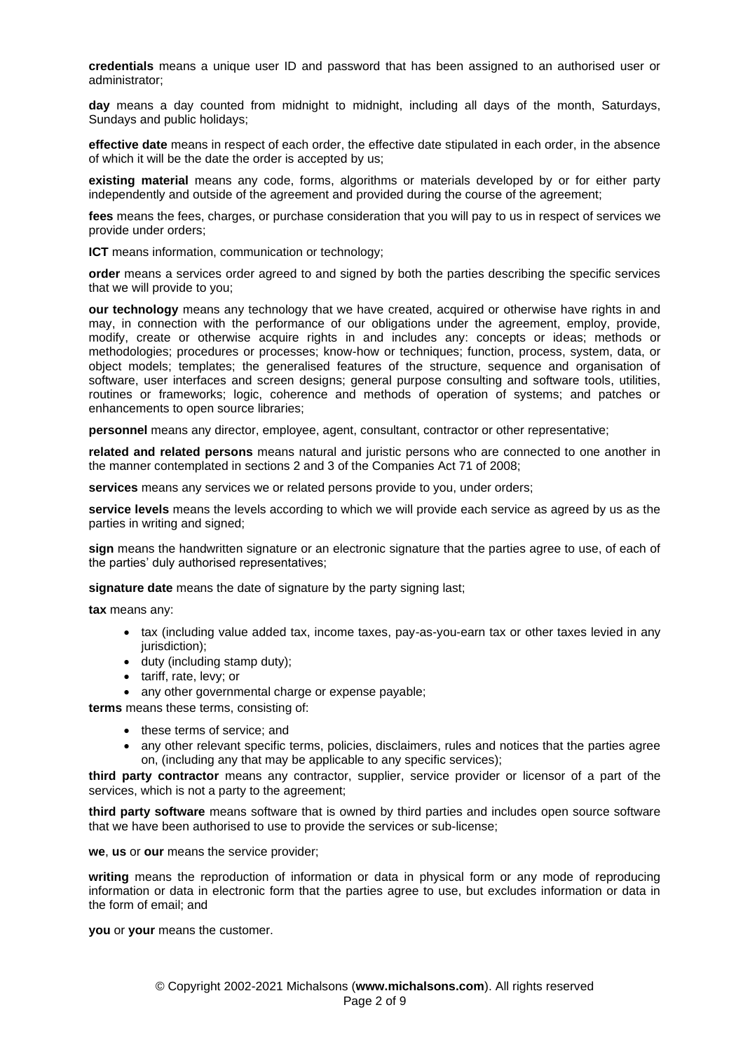**credentials** means a unique user ID and password that has been assigned to an authorised user or administrator;

**day** means a day counted from midnight to midnight, including all days of the month, Saturdays, Sundays and public holidays;

**effective date** means in respect of each order, the effective date stipulated in each order, in the absence of which it will be the date the order is accepted by us;

**existing material** means any code, forms, algorithms or materials developed by or for either party independently and outside of the agreement and provided during the course of the agreement;

**fees** means the fees, charges, or purchase consideration that you will pay to us in respect of services we provide under orders;

**ICT** means information, communication or technology;

**order** means a services order agreed to and signed by both the parties describing the specific services that we will provide to you;

**our technology** means any technology that we have created, acquired or otherwise have rights in and may, in connection with the performance of our obligations under the agreement, employ, provide, modify, create or otherwise acquire rights in and includes any: concepts or ideas; methods or methodologies; procedures or processes; know-how or techniques; function, process, system, data, or object models; templates; the generalised features of the structure, sequence and organisation of software, user interfaces and screen designs; general purpose consulting and software tools, utilities, routines or frameworks; logic, coherence and methods of operation of systems; and patches or enhancements to open source libraries;

**personnel** means any director, employee, agent, consultant, contractor or other representative;

**related and related persons** means natural and juristic persons who are connected to one another in the manner contemplated in sections 2 and 3 of the Companies Act 71 of 2008;

**services** means any services we or related persons provide to you, under orders;

**service levels** means the levels according to which we will provide each service as agreed by us as the parties in writing and signed;

**sign** means the handwritten signature or an electronic signature that the parties agree to use, of each of the parties' duly authorised representatives;

**signature date** means the date of signature by the party signing last;

**tax** means any:

- tax (including value added tax, income taxes, pay-as-you-earn tax or other taxes levied in any jurisdiction);
- duty (including stamp duty);
- tariff, rate, levy; or
- any other governmental charge or expense payable;

**terms** means these terms, consisting of:

- these terms of service; and
- any other relevant specific terms, policies, disclaimers, rules and notices that the parties agree on, (including any that may be applicable to any specific services);

**third party contractor** means any contractor, supplier, service provider or licensor of a part of the services, which is not a party to the agreement;

**third party software** means software that is owned by third parties and includes open source software that we have been authorised to use to provide the services or sub-license;

**we**, **us** or **our** means the service provider;

**writing** means the reproduction of information or data in physical form or any mode of reproducing information or data in electronic form that the parties agree to use, but excludes information or data in the form of email; and

**you** or **your** means the customer.

© Copyright 2002-2021 Michalsons (**www.michalsons.com**). All rights reserved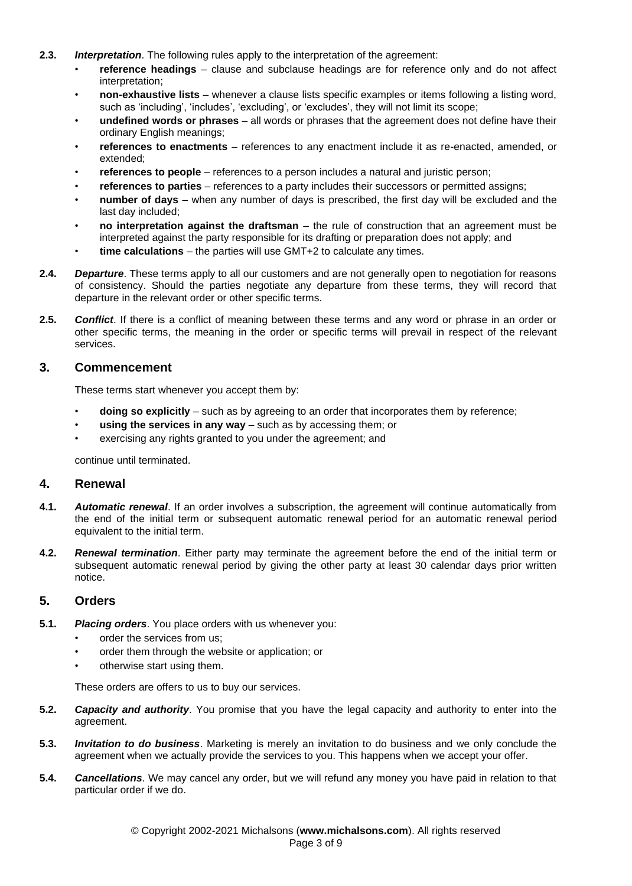**2.3. *Interpretation*.** The following rules apply to the interpretation of the agreement:

- **reference headings** – clause and subclause headings are for reference only and do not affect interpretation;
- **non-exhaustive lists** – whenever a clause lists specific examples or items following a listing word, such as 'including', 'includes', 'excluding', or 'excludes', they will not limit its scope;
- **undefined words or phrases** – all words or phrases that the agreement does not define have their ordinary English meanings;
- **references to enactments** – references to any enactment include it as re-enacted, amended, or extended;
- **references to people** – references to a person includes a natural and juristic person;
- **references to parties** – references to a party includes their successors or permitted assigns;
- **number of days** – when any number of days is prescribed, the first day will be excluded and the last day included;
- **no interpretation against the draftsman** – the rule of construction that an agreement must be interpreted against the party responsible for its drafting or preparation does not apply; and
- **time calculations** – the parties will use GMT+2 to calculate any times.

**2.4. *Departure*.** These terms apply to all our customers and are not generally open to negotiation for reasons of consistency. Should the parties negotiate any departure from these terms, they will record that departure in the relevant order or other specific terms.

**2.5. *Conflict*.** If there is a conflict of meaning between these terms and any word or phrase in an order or other specific terms, the meaning in the order or specific terms will prevail in respect of the relevant services.

## 3. Commencement

These terms start whenever you accept them by:

- **doing so explicitly** – such as by agreeing to an order that incorporates them by reference;
- **using the services in any way** – such as by accessing them; or
- exercising any rights granted to you under the agreement; and

continue until terminated.

## 4. Renewal

**4.1. *Automatic renewal*.** If an order involves a subscription, the agreement will continue automatically from the end of the initial term or subsequent automatic renewal period for an automatic renewal period equivalent to the initial term.

**4.2. *Renewal termination*.** Either party may terminate the agreement before the end of the initial term or subsequent automatic renewal period by giving the other party at least 30 calendar days prior written notice.

## 5. Orders

**5.1. *Placing orders*.** You place orders with us whenever you:

- order the services from us;
- order them through the website or application; or
- otherwise start using them.

These orders are offers to us to buy our services.

**5.2. *Capacity and authority*.** You promise that you have the legal capacity and authority to enter into the agreement.

**5.3. *Invitation to do business*.** Marketing is merely an invitation to do business and we only conclude the agreement when we actually provide the services to you. This happens when we accept your offer.

**5.4. *Cancellations*.** We may cancel any order, but we will refund any money you have paid in relation to that particular order if we do.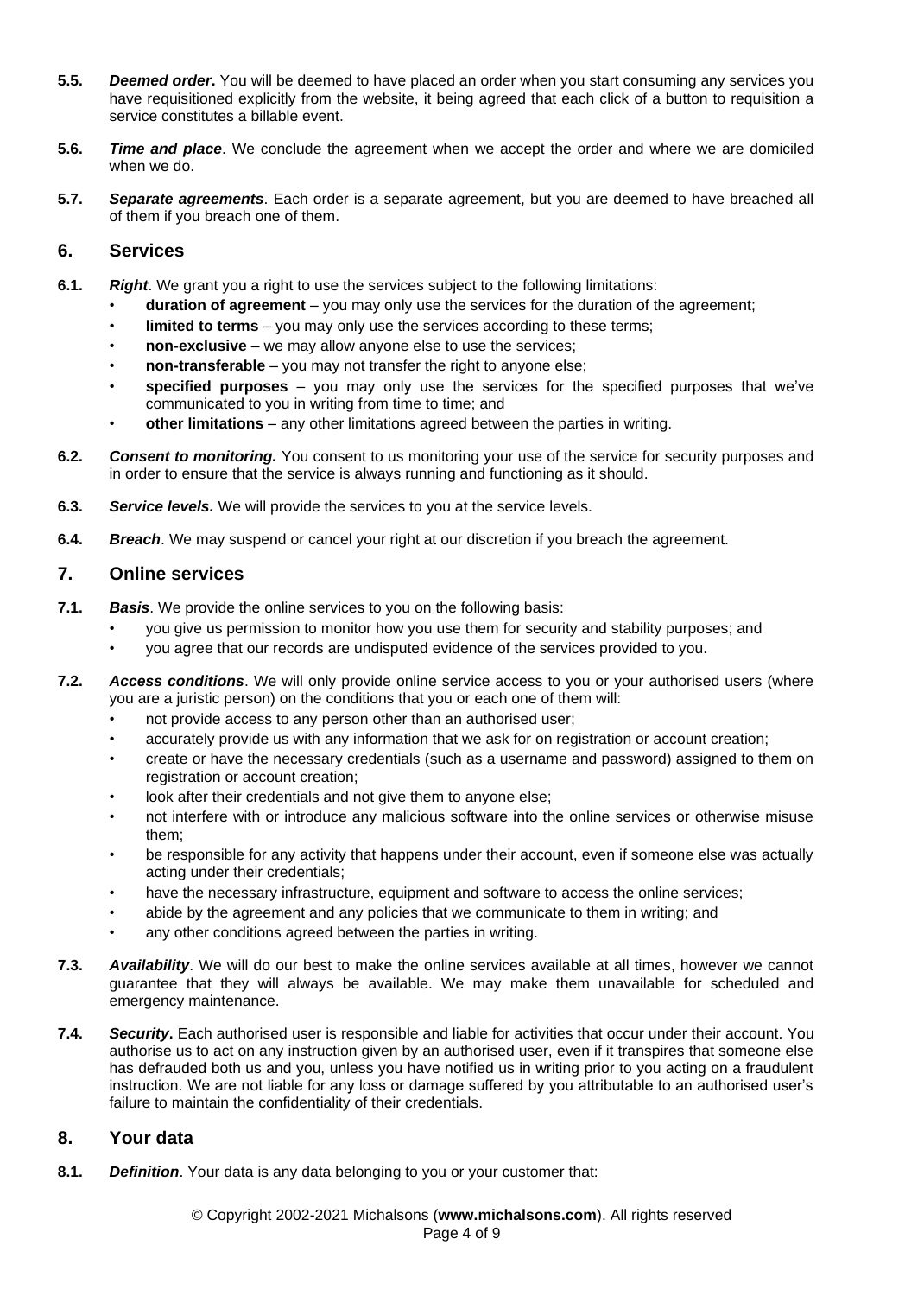**5.5.** ***Deemed order*****.** You will be deemed to have placed an order when you start consuming any services you have requisitioned explicitly from the website, it being agreed that each click of a button to requisition a service constitutes a billable event.

**5.6.** ***Time and place***. We conclude the agreement when we accept the order and where we are domiciled when we do.

**5.7.** ***Separate agreements***. Each order is a separate agreement, but you are deemed to have breached all of them if you breach one of them.

## 6. Services

**6.1.** ***Right***. We grant you a right to use the services subject to the following limitations:

- **duration of agreement** – you may only use the services for the duration of the agreement;
- **limited to terms** – you may only use the services according to these terms;
- **non-exclusive** – we may allow anyone else to use the services;
- **non-transferable** – you may not transfer the right to anyone else;
- **specified purposes** – you may only use the services for the specified purposes that we've communicated to you in writing from time to time; and
- **other limitations** – any other limitations agreed between the parties in writing.

**6.2.** ***Consent to monitoring.*** You consent to us monitoring your use of the service for security purposes and in order to ensure that the service is always running and functioning as it should.

**6.3.** ***Service levels.*** We will provide the services to you at the service levels.

**6.4.** ***Breach***. We may suspend or cancel your right at our discretion if you breach the agreement.

## 7. Online services

**7.1.** ***Basis***. We provide the online services to you on the following basis:

- you give us permission to monitor how you use them for security and stability purposes; and
- you agree that our records are undisputed evidence of the services provided to you.

**7.2.** ***Access conditions***. We will only provide online service access to you or your authorised users (where you are a juristic person) on the conditions that you or each one of them will:

- not provide access to any person other than an authorised user;
- accurately provide us with any information that we ask for on registration or account creation;
- create or have the necessary credentials (such as a username and password) assigned to them on registration or account creation;
- look after their credentials and not give them to anyone else;
- not interfere with or introduce any malicious software into the online services or otherwise misuse them;
- be responsible for any activity that happens under their account, even if someone else was actually acting under their credentials;
- have the necessary infrastructure, equipment and software to access the online services;
- abide by the agreement and any policies that we communicate to them in writing; and
- any other conditions agreed between the parties in writing.

**7.3.** ***Availability***. We will do our best to make the online services available at all times, however we cannot guarantee that they will always be available. We may make them unavailable for scheduled and emergency maintenance.

**7.4.** ***Security*****.** Each authorised user is responsible and liable for activities that occur under their account. You authorise us to act on any instruction given by an authorised user, even if it transpires that someone else has defrauded both us and you, unless you have notified us in writing prior to you acting on a fraudulent instruction. We are not liable for any loss or damage suffered by you attributable to an authorised user's failure to maintain the confidentiality of their credentials.

## 8. Your data

**8.1.** ***Definition***. Your data is any data belonging to you or your customer that:

© Copyright 2002-2021 Michalsons (**www.michalsons.com**). All rights reserved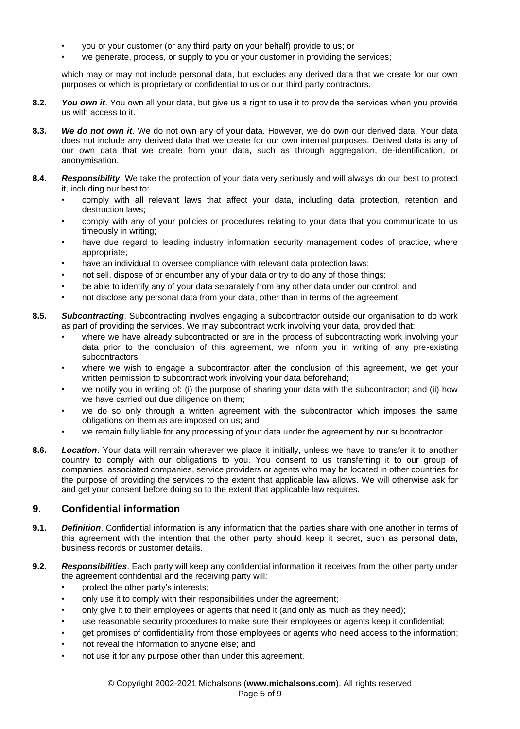- you or your customer (or any third party on your behalf) provide to us; or
- we generate, process, or supply to you or your customer in providing the services;

which may or may not include personal data, but excludes any derived data that we create for our own purposes or which is proprietary or confidential to us or our third party contractors.

**8.2.** ***You own it***. You own all your data, but give us a right to use it to provide the services when you provide us with access to it.

**8.3.** ***We do not own it***. We do not own any of your data. However, we do own our derived data. Your data does not include any derived data that we create for our own internal purposes. Derived data is any of our own data that we create from your data, such as through aggregation, de-identification, or anonymisation.

**8.4.** ***Responsibility***. We take the protection of your data very seriously and will always do our best to protect it, including our best to:

- comply with all relevant laws that affect your data, including data protection, retention and destruction laws;
- comply with any of your policies or procedures relating to your data that you communicate to us timeously in writing;
- have due regard to leading industry information security management codes of practice, where appropriate;
- have an individual to oversee compliance with relevant data protection laws;
- not sell, dispose of or encumber any of your data or try to do any of those things;
- be able to identify any of your data separately from any other data under our control; and
- not disclose any personal data from your data, other than in terms of the agreement.

**8.5.** ***Subcontracting***. Subcontracting involves engaging a subcontractor outside our organisation to do work as part of providing the services. We may subcontract work involving your data, provided that:

- where we have already subcontracted or are in the process of subcontracting work involving your data prior to the conclusion of this agreement, we inform you in writing of any pre-existing subcontractors;
- where we wish to engage a subcontractor after the conclusion of this agreement, we get your written permission to subcontract work involving your data beforehand;
- we notify you in writing of: (i) the purpose of sharing your data with the subcontractor; and (ii) how we have carried out due diligence on them;
- we do so only through a written agreement with the subcontractor which imposes the same obligations on them as are imposed on us; and
- we remain fully liable for any processing of your data under the agreement by our subcontractor.

**8.6.** ***Location***. Your data will remain wherever we place it initially, unless we have to transfer it to another country to comply with our obligations to you. You consent to us transferring it to our group of companies, associated companies, service providers or agents who may be located in other countries for the purpose of providing the services to the extent that applicable law allows. We will otherwise ask for and get your consent before doing so to the extent that applicable law requires.

## 9. Confidential information

**9.1.** ***Definition***. Confidential information is any information that the parties share with one another in terms of this agreement with the intention that the other party should keep it secret, such as personal data, business records or customer details.

**9.2.** ***Responsibilities***. Each party will keep any confidential information it receives from the other party under the agreement confidential and the receiving party will:

- protect the other party's interests;
- only use it to comply with their responsibilities under the agreement;
- only give it to their employees or agents that need it (and only as much as they need);
- use reasonable security procedures to make sure their employees or agents keep it confidential;
- get promises of confidentiality from those employees or agents who need access to the information;
- not reveal the information to anyone else; and
- not use it for any purpose other than under this agreement.

© Copyright 2002-2021 Michalsons (**www.michalsons.com**). All rights reserved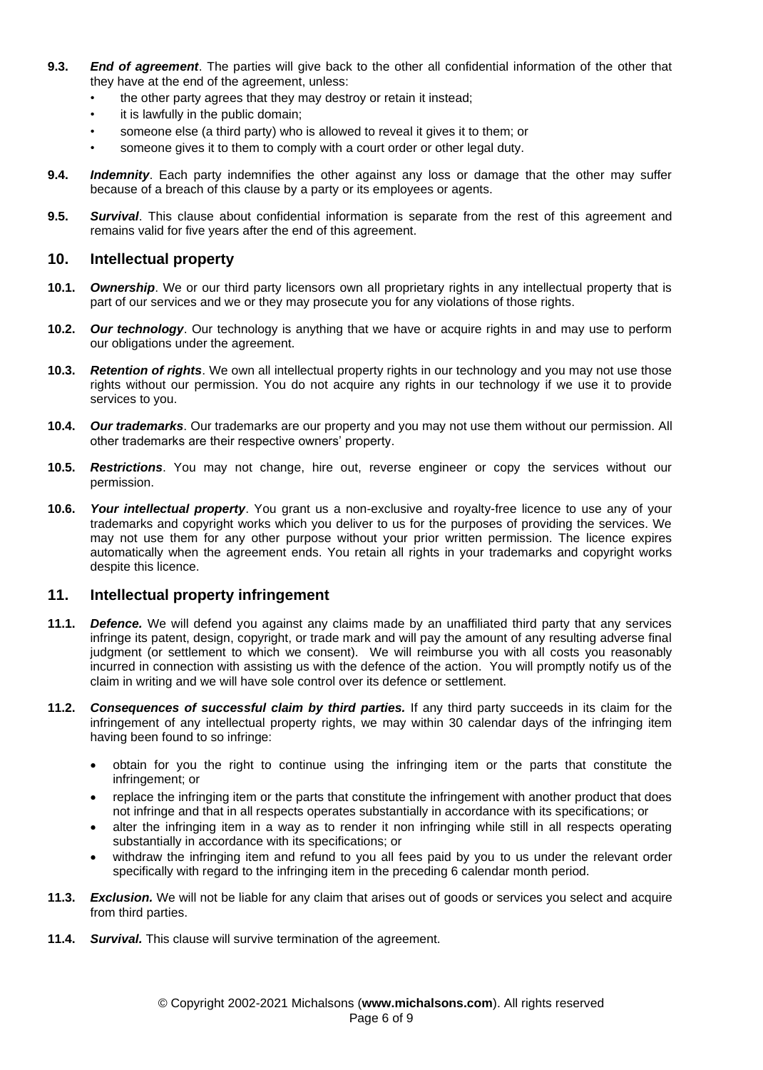**9.3.** ***End of agreement***. The parties will give back to the other all confidential information of the other that they have at the end of the agreement, unless:

- the other party agrees that they may destroy or retain it instead;
- it is lawfully in the public domain;
- someone else (a third party) who is allowed to reveal it gives it to them; or
- someone gives it to them to comply with a court order or other legal duty.

**9.4.** ***Indemnity***. Each party indemnifies the other against any loss or damage that the other may suffer because of a breach of this clause by a party or its employees or agents.

**9.5.** ***Survival***. This clause about confidential information is separate from the rest of this agreement and remains valid for five years after the end of this agreement.

## 10. Intellectual property

**10.1.** ***Ownership***. We or our third party licensors own all proprietary rights in any intellectual property that is part of our services and we or they may prosecute you for any violations of those rights.

**10.2.** ***Our technology***. Our technology is anything that we have or acquire rights in and may use to perform our obligations under the agreement.

**10.3.** ***Retention of rights***. We own all intellectual property rights in our technology and you may not use those rights without our permission. You do not acquire any rights in our technology if we use it to provide services to you.

**10.4.** ***Our trademarks***. Our trademarks are our property and you may not use them without our permission. All other trademarks are their respective owners' property.

**10.5.** ***Restrictions***. You may not change, hire out, reverse engineer or copy the services without our permission.

**10.6.** ***Your intellectual property***. You grant us a non-exclusive and royalty-free licence to use any of your trademarks and copyright works which you deliver to us for the purposes of providing the services. We may not use them for any other purpose without your prior written permission. The licence expires automatically when the agreement ends. You retain all rights in your trademarks and copyright works despite this licence.

## 11. Intellectual property infringement

**11.1.** ***Defence.*** We will defend you against any claims made by an unaffiliated third party that any services infringe its patent, design, copyright, or trade mark and will pay the amount of any resulting adverse final judgment (or settlement to which we consent). We will reimburse you with all costs you reasonably incurred in connection with assisting us with the defence of the action. You will promptly notify us of the claim in writing and we will have sole control over its defence or settlement.

**11.2.** ***Consequences of successful claim by third parties.*** If any third party succeeds in its claim for the infringement of any intellectual property rights, we may within 30 calendar days of the infringing item having been found to so infringe:

- obtain for you the right to continue using the infringing item or the parts that constitute the infringement; or
- replace the infringing item or the parts that constitute the infringement with another product that does not infringe and that in all respects operates substantially in accordance with its specifications; or
- alter the infringing item in a way as to render it non infringing while still in all respects operating substantially in accordance with its specifications; or
- withdraw the infringing item and refund to you all fees paid by you to us under the relevant order specifically with regard to the infringing item in the preceding 6 calendar month period.

**11.3.** ***Exclusion.*** We will not be liable for any claim that arises out of goods or services you select and acquire from third parties.

**11.4.** ***Survival.*** This clause will survive termination of the agreement.

© Copyright 2002-2021 Michalsons (**www.michalsons.com**). All rights reserved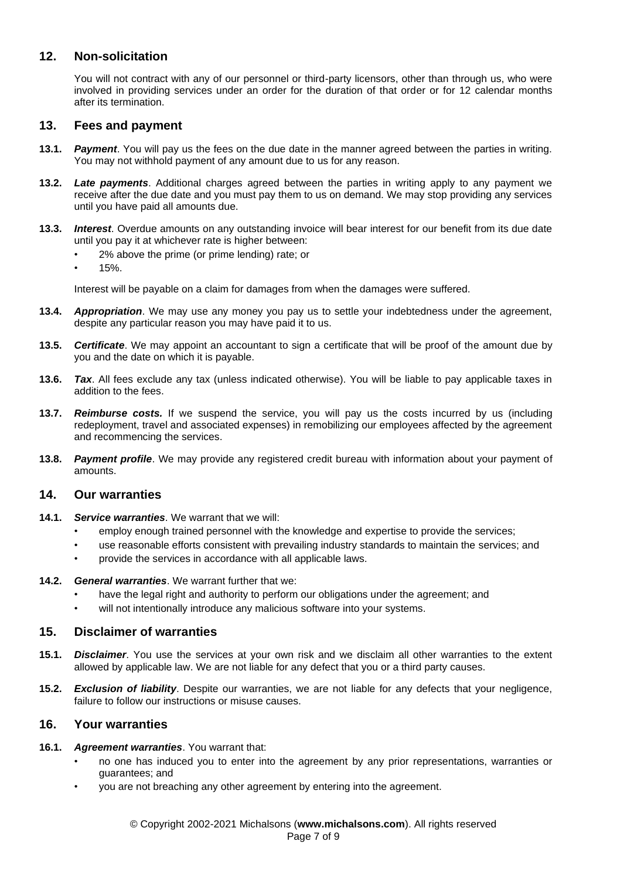## 12. Non-solicitation

You will not contract with any of our personnel or third-party licensors, other than through us, who were involved in providing services under an order for the duration of that order or for 12 calendar months after its termination.

## 13. Fees and payment

**13.1.** ***Payment***. You will pay us the fees on the due date in the manner agreed between the parties in writing. You may not withhold payment of any amount due to us for any reason.

**13.2.** ***Late payments***. Additional charges agreed between the parties in writing apply to any payment we receive after the due date and you must pay them to us on demand. We may stop providing any services until you have paid all amounts due.

**13.3.** ***Interest***. Overdue amounts on any outstanding invoice will bear interest for our benefit from its due date until you pay it at whichever rate is higher between:

- 2% above the prime (or prime lending) rate; or
- 15%.

Interest will be payable on a claim for damages from when the damages were suffered.

**13.4.** ***Appropriation***. We may use any money you pay us to settle your indebtedness under the agreement, despite any particular reason you may have paid it to us.

**13.5.** ***Certificate***. We may appoint an accountant to sign a certificate that will be proof of the amount due by you and the date on which it is payable.

**13.6.** ***Tax***. All fees exclude any tax (unless indicated otherwise). You will be liable to pay applicable taxes in addition to the fees.

**13.7.** ***Reimburse costs.*** If we suspend the service, you will pay us the costs incurred by us (including redeployment, travel and associated expenses) in remobilizing our employees affected by the agreement and recommencing the services.

**13.8.** ***Payment profile***. We may provide any registered credit bureau with information about your payment of amounts.

## 14. Our warranties

**14.1.** ***Service warranties***. We warrant that we will:

- employ enough trained personnel with the knowledge and expertise to provide the services;
- use reasonable efforts consistent with prevailing industry standards to maintain the services; and
- provide the services in accordance with all applicable laws.

**14.2.** ***General warranties***. We warrant further that we:

- have the legal right and authority to perform our obligations under the agreement; and
- will not intentionally introduce any malicious software into your systems.

## 15. Disclaimer of warranties

**15.1.** ***Disclaimer***. You use the services at your own risk and we disclaim all other warranties to the extent allowed by applicable law. We are not liable for any defect that you or a third party causes.

**15.2.** ***Exclusion of liability***. Despite our warranties, we are not liable for any defects that your negligence, failure to follow our instructions or misuse causes.

## 16. Your warranties

**16.1.** ***Agreement warranties***. You warrant that:

- no one has induced you to enter into the agreement by any prior representations, warranties or guarantees; and
- you are not breaching any other agreement by entering into the agreement.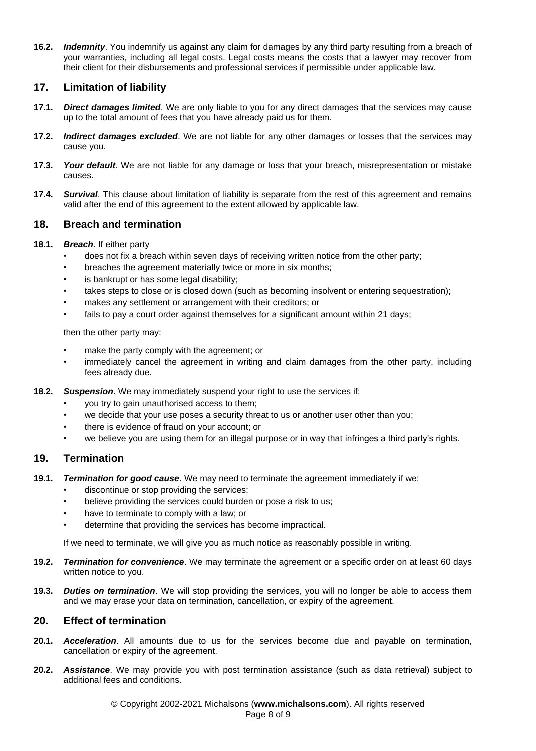**16.2.** ***Indemnity***. You indemnify us against any claim for damages by any third party resulting from a breach of your warranties, including all legal costs. Legal costs means the costs that a lawyer may recover from their client for their disbursements and professional services if permissible under applicable law.

## 17. Limitation of liability

**17.1.** ***Direct damages limited***. We are only liable to you for any direct damages that the services may cause up to the total amount of fees that you have already paid us for them.

**17.2.** ***Indirect damages excluded***. We are not liable for any other damages or losses that the services may cause you.

**17.3.** ***Your default***. We are not liable for any damage or loss that your breach, misrepresentation or mistake causes.

**17.4.** ***Survival***. This clause about limitation of liability is separate from the rest of this agreement and remains valid after the end of this agreement to the extent allowed by applicable law.

## 18. Breach and termination

**18.1.** ***Breach***. If either party

- does not fix a breach within seven days of receiving written notice from the other party;
- breaches the agreement materially twice or more in six months;
- is bankrupt or has some legal disability;
- takes steps to close or is closed down (such as becoming insolvent or entering sequestration);
- makes any settlement or arrangement with their creditors; or
- fails to pay a court order against themselves for a significant amount within 21 days;

then the other party may:

- make the party comply with the agreement; or
- immediately cancel the agreement in writing and claim damages from the other party, including fees already due.

**18.2.** ***Suspension***. We may immediately suspend your right to use the services if:

- you try to gain unauthorised access to them;
- we decide that your use poses a security threat to us or another user other than you;
- there is evidence of fraud on your account; or
- we believe you are using them for an illegal purpose or in way that infringes a third party's rights.

## 19. Termination

**19.1.** ***Termination for good cause***. We may need to terminate the agreement immediately if we:

- discontinue or stop providing the services;
- believe providing the services could burden or pose a risk to us;
- have to terminate to comply with a law; or
- determine that providing the services has become impractical.

If we need to terminate, we will give you as much notice as reasonably possible in writing.

**19.2.** ***Termination for convenience***. We may terminate the agreement or a specific order on at least 60 days written notice to you.

**19.3.** ***Duties on termination***. We will stop providing the services, you will no longer be able to access them and we may erase your data on termination, cancellation, or expiry of the agreement.

## 20. Effect of termination

**20.1.** ***Acceleration***. All amounts due to us for the services become due and payable on termination, cancellation or expiry of the agreement.

**20.2.** ***Assistance***. We may provide you with post termination assistance (such as data retrieval) subject to additional fees and conditions.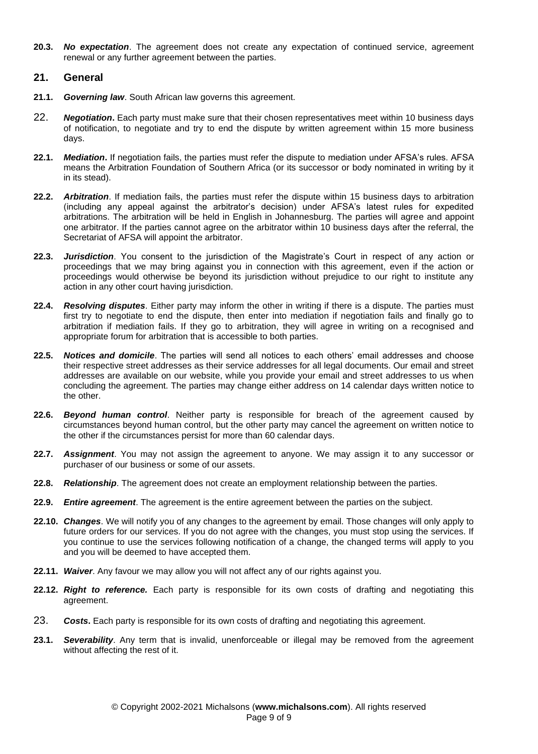**20.3.** ***No expectation***. The agreement does not create any expectation of continued service, agreement renewal or any further agreement between the parties.

## 21. General

**21.1.** ***Governing law***. South African law governs this agreement.

22. ***Negotiation*.** Each party must make sure that their chosen representatives meet within 10 business days of notification, to negotiate and try to end the dispute by written agreement within 15 more business days.

**22.1.** ***Mediation*.** If negotiation fails, the parties must refer the dispute to mediation under AFSA's rules. AFSA means the Arbitration Foundation of Southern Africa (or its successor or body nominated in writing by it in its stead).

**22.2.** ***Arbitration***. If mediation fails, the parties must refer the dispute within 15 business days to arbitration (including any appeal against the arbitrator's decision) under AFSA's latest rules for expedited arbitrations. The arbitration will be held in English in Johannesburg. The parties will agree and appoint one arbitrator. If the parties cannot agree on the arbitrator within 10 business days after the referral, the Secretariat of AFSA will appoint the arbitrator.

**22.3.** ***Jurisdiction***. You consent to the jurisdiction of the Magistrate's Court in respect of any action or proceedings that we may bring against you in connection with this agreement, even if the action or proceedings would otherwise be beyond its jurisdiction without prejudice to our right to institute any action in any other court having jurisdiction.

**22.4.** ***Resolving disputes***. Either party may inform the other in writing if there is a dispute. The parties must first try to negotiate to end the dispute, then enter into mediation if negotiation fails and finally go to arbitration if mediation fails. If they go to arbitration, they will agree in writing on a recognised and appropriate forum for arbitration that is accessible to both parties.

**22.5.** ***Notices and domicile***. The parties will send all notices to each others' email addresses and choose their respective street addresses as their service addresses for all legal documents. Our email and street addresses are available on our website, while you provide your email and street addresses to us when concluding the agreement. The parties may change either address on 14 calendar days written notice to the other.

**22.6.** ***Beyond human control***. Neither party is responsible for breach of the agreement caused by circumstances beyond human control, but the other party may cancel the agreement on written notice to the other if the circumstances persist for more than 60 calendar days.

**22.7.** ***Assignment***. You may not assign the agreement to anyone. We may assign it to any successor or purchaser of our business or some of our assets.

**22.8.** ***Relationship***. The agreement does not create an employment relationship between the parties.

**22.9.** ***Entire agreement***. The agreement is the entire agreement between the parties on the subject.

**22.10.** ***Changes***. We will notify you of any changes to the agreement by email. Those changes will only apply to future orders for our services. If you do not agree with the changes, you must stop using the services. If you continue to use the services following notification of a change, the changed terms will apply to you and you will be deemed to have accepted them.

**22.11.** ***Waiver***. Any favour we may allow you will not affect any of our rights against you.

**22.12.** ***Right to reference.*** Each party is responsible for its own costs of drafting and negotiating this agreement.

23. ***Costs*.** Each party is responsible for its own costs of drafting and negotiating this agreement.

**23.1.** ***Severability***. Any term that is invalid, unenforceable or illegal may be removed from the agreement without affecting the rest of it.

© Copyright 2002-2021 Michalsons (**www.michalsons.com**). All rights reserved